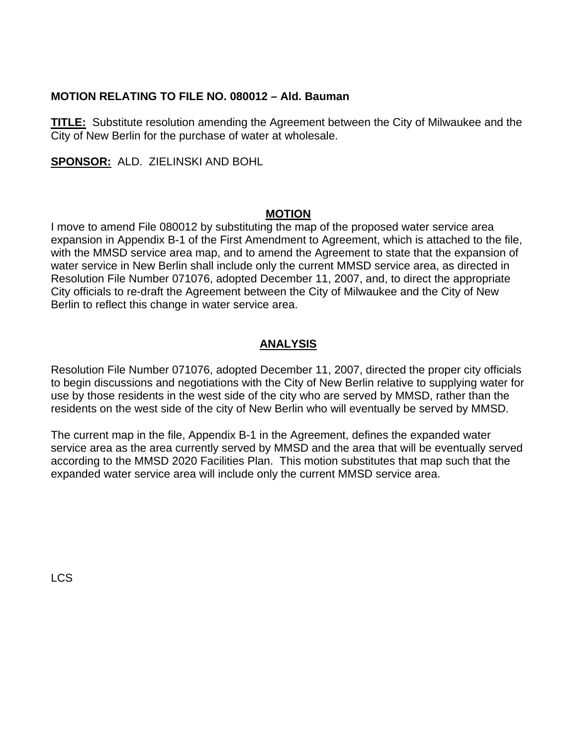**MOTION RELATING TO FILE NO. 080012 – Ald. Bauman**

**TITLE:** Substitute resolution amending the Agreement between the City of Milwaukee and the City of New Berlin for the purchase of water at wholesale.

**SPONSOR:** ALD. ZIELINSKI AND BOHL

## MOTION

I move to amend File 080012 by substituting the map of the proposed water service area expansion in Appendix B-1 of the First Amendment to Agreement, which is attached to the file, with the MMSD service area map, and to amend the Agreement to state that the expansion of water service in New Berlin shall include only the current MMSD service area, as directed in Resolution File Number 071076, adopted December 11, 2007, and, to direct the appropriate City officials to re-draft the Agreement between the City of Milwaukee and the City of New Berlin to reflect this change in water service area.

## ANALYSIS

Resolution File Number 071076, adopted December 11, 2007, directed the proper city officials to begin discussions and negotiations with the City of New Berlin relative to supplying water for use by those residents in the west side of the city who are served by MMSD, rather than the residents on the west side of the city of New Berlin who will eventually be served by MMSD.

The current map in the file, Appendix B-1 in the Agreement, defines the expanded water service area as the area currently served by MMSD and the area that will be eventually served according to the MMSD 2020 Facilities Plan. This motion substitutes that map such that the expanded water service area will include only the current MMSD service area.

LCS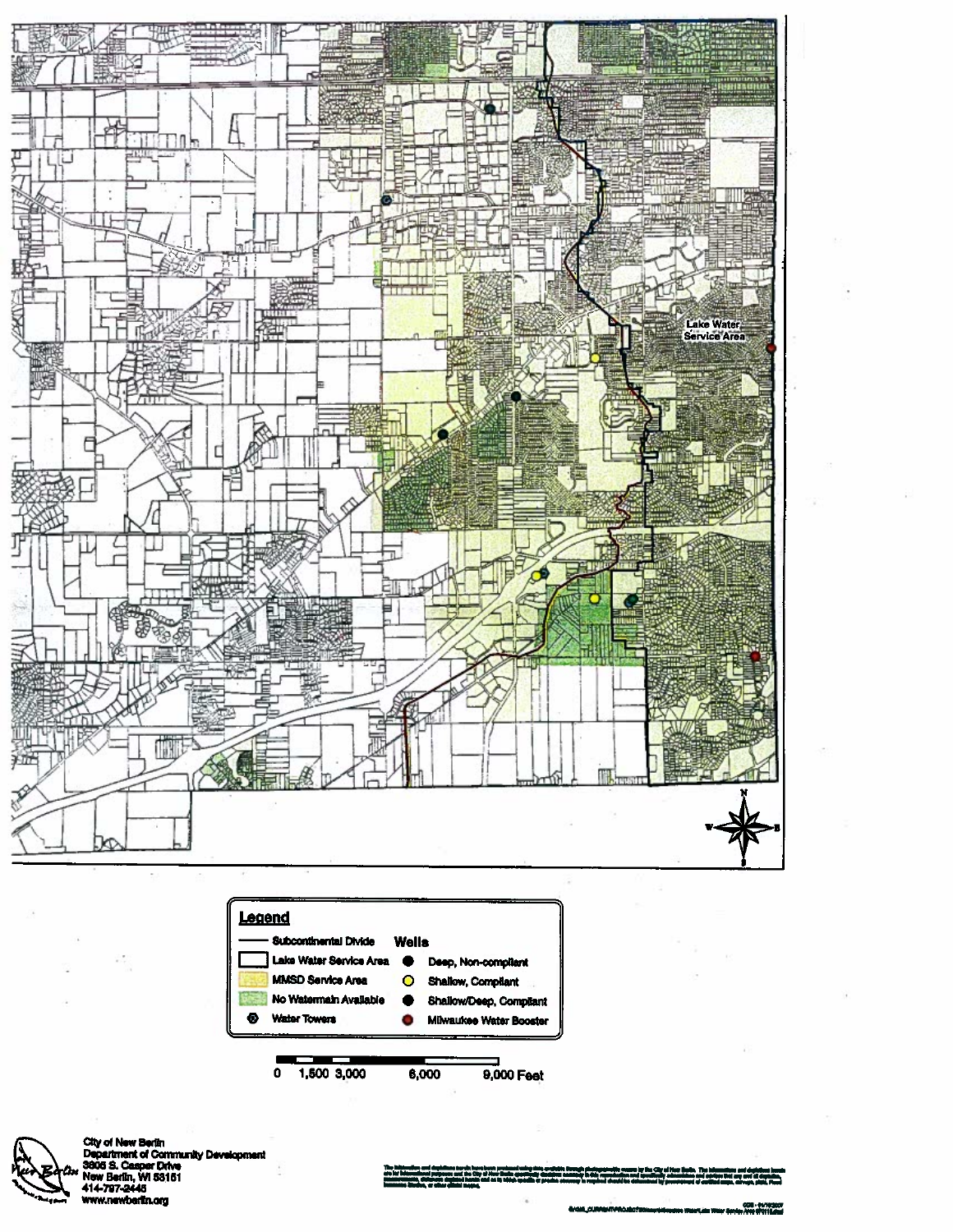Lake Water Service Area

## Legend

| | | | |
|---|---|---|---|
| Subcontinental Divide | | **Wells** | |
| Lake Water Service Area | | ● | Deep, Non-compliant |
| MMSD Service Area | | ● | Shallow, Compliant |
| No Watermain Available | | ● | Shallow/Deep, Compliant |
| Water Towers | | ● | Milwaukee Water Booster |

0 1,500 3,000 6,000 9,000 Feet

City of New Berlin
Department of Community Development
3805 S. Casper Drive
New Berlin, WI 53151
414-797-2445
www.newberlin.org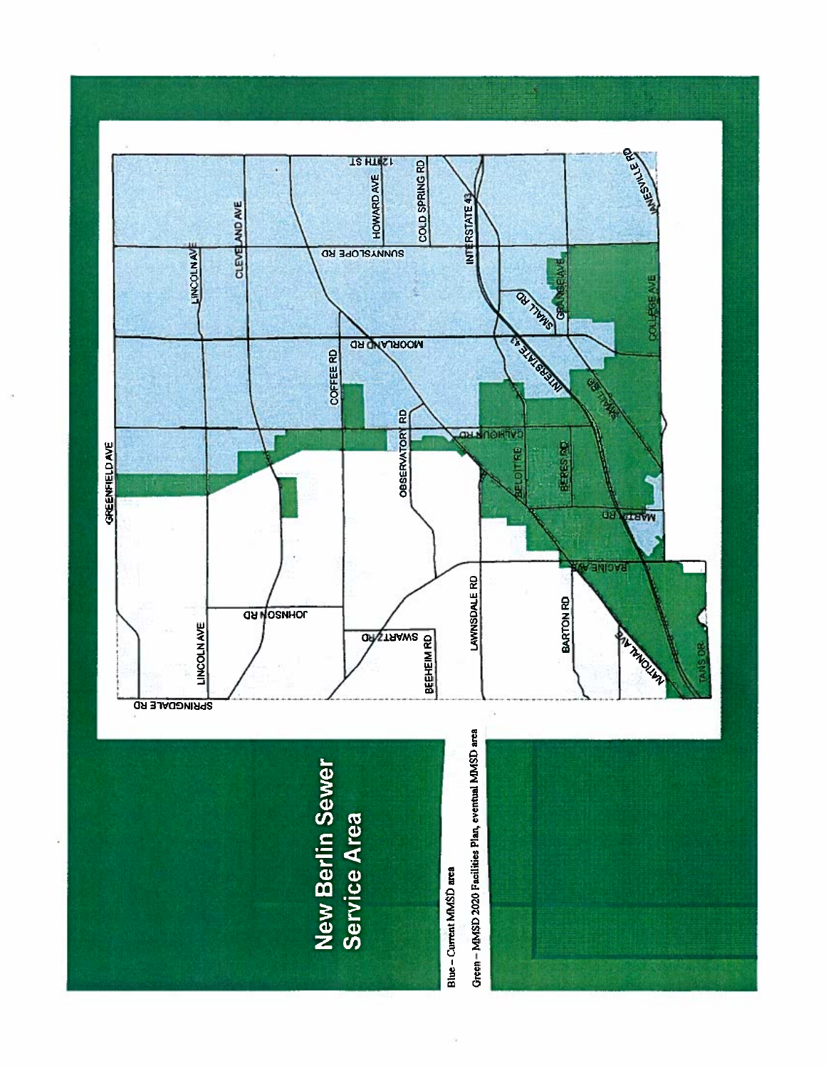# New Berlin Sewer Service Area

Blue – Current MMSD area

Green – MMSD 2020 Facilities Plan, eventual MMSD area

GREENFIELD AVE

SPRINGDALE RD

LINCOLN AVE

CLEVELAND AVE

JOHNSON RD

COFFEE RD

MOORLAND RD

SUNNYSLOPE RD

HOWARD AVE

COLD SPRING RD

124TH ST

INTERSTATE 43

OBSERVATORY RD

CALHOUN RD

SWARTZ RD

BEEHEIM RD

LAWNSDALE RD

BELOIT RD

BERES RD

SMALL RD

GRANGE AVE

INTERSTATE 43

COLLEGE AVE

JANESVILLE RD

MARTIN RD

RACINE AVE

BARTON RD

NATIONAL AVE

TANS DR